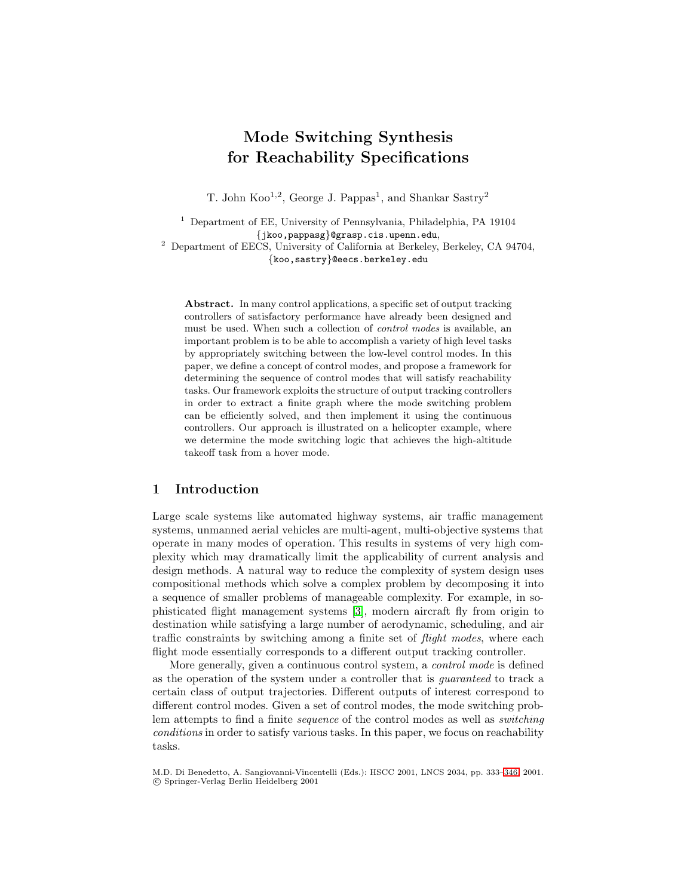# Mode Switching Synthesis for Reachability Specifications

T. John Koo[1,2], George J. Pappas[1], and Shankar Sastry[2]

[1] Department of EE, University of Pennsylvania, Philadelphia, PA 19104
{jkoo,pappasg}@grasp.cis.upenn.edu,

[2] Department of EECS, University of California at Berkeley, Berkeley, CA 94704,
{koo,sastry}@eecs.berkeley.edu

**Abstract.** In many control applications, a specific set of output tracking controllers of satisfactory performance have already been designed and must be used. When such a collection of *control modes* is available, an important problem is to be able to accomplish a variety of high level tasks by appropriately switching between the low-level control modes. In this paper, we define a concept of control modes, and propose a framework for determining the sequence of control modes that will satisfy reachability tasks. Our framework exploits the structure of output tracking controllers in order to extract a finite graph where the mode switching problem can be efficiently solved, and then implement it using the continuous controllers. Our approach is illustrated on a helicopter example, where we determine the mode switching logic that achieves the high-altitude takeoff task from a hover mode.

## 1 Introduction

Large scale systems like automated highway systems, air traffic management systems, unmanned aerial vehicles are multi-agent, multi-objective systems that operate in many modes of operation. This results in systems of very high complexity which may dramatically limit the applicability of current analysis and design methods. A natural way to reduce the complexity of system design uses compositional methods which solve a complex problem by decomposing it into a sequence of smaller problems of manageable complexity. For example, in sophisticated flight management systems [3], modern aircraft fly from origin to destination while satisfying a large number of aerodynamic, scheduling, and air traffic constraints by switching among a finite set of *flight modes*, where each flight mode essentially corresponds to a different output tracking controller.

More generally, given a continuous control system, a *control mode* is defined as the operation of the system under a controller that is *guaranteed* to track a certain class of output trajectories. Different outputs of interest correspond to different control modes. Given a set of control modes, the mode switching problem attempts to find a finite *sequence* of the control modes as well as *switching conditions* in order to satisfy various tasks. In this paper, we focus on reachability tasks.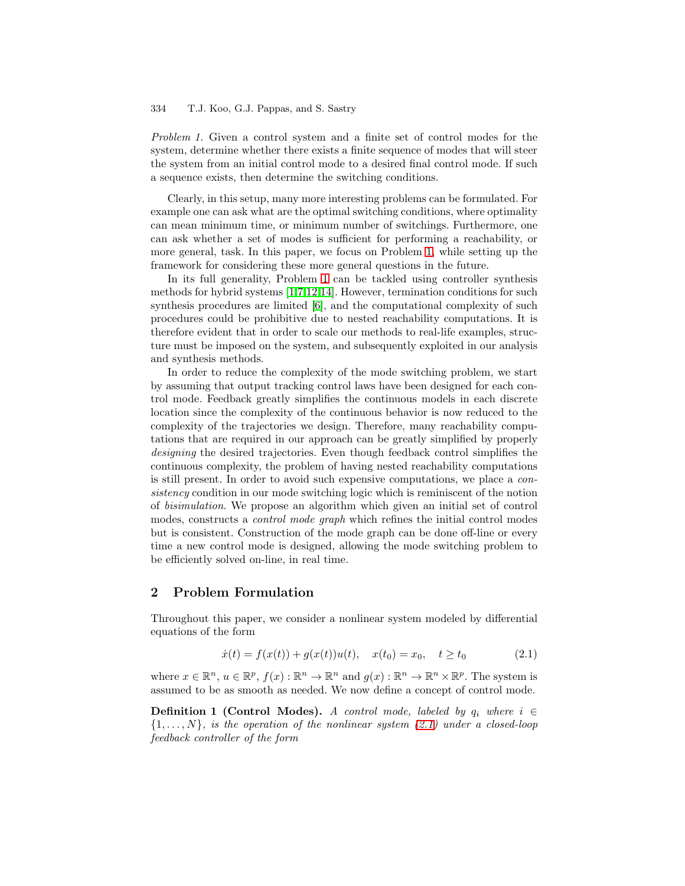*Problem 1.* Given a control system and a finite set of control modes for the system, determine whether there exists a finite sequence of modes that will steer the system from an initial control mode to a desired final control mode. If such a sequence exists, then determine the switching conditions.

Clearly, in this setup, many more interesting problems can be formulated. For example one can ask what are the optimal switching conditions, where optimality can mean minimum time, or minimum number of switchings. Furthermore, one can ask whether a set of modes is sufficient for performing a reachability, or more general, task. In this paper, we focus on Problem 1, while setting up the framework for considering these more general questions in the future.

In its full generality, Problem 1 can be tackled using controller synthesis methods for hybrid systems [1,7,12,14]. However, termination conditions for such synthesis procedures are limited [6], and the computational complexity of such procedures could be prohibitive due to nested reachability computations. It is therefore evident that in order to scale our methods to real-life examples, structure must be imposed on the system, and subsequently exploited in our analysis and synthesis methods.

In order to reduce the complexity of the mode switching problem, we start by assuming that output tracking control laws have been designed for each control mode. Feedback greatly simplifies the continuous models in each discrete location since the complexity of the continuous behavior is now reduced to the complexity of the trajectories we design. Therefore, many reachability computations that are required in our approach can be greatly simplified by properly *designing* the desired trajectories. Even though feedback control simplifies the continuous complexity, the problem of having nested reachability computations is still present. In order to avoid such expensive computations, we place a *consistency* condition in our mode switching logic which is reminiscent of the notion of *bisimulation*. We propose an algorithm which given an initial set of control modes, constructs a *control mode graph* which refines the initial control modes but is consistent. Construction of the mode graph can be done off-line or every time a new control mode is designed, allowing the mode switching problem to be efficiently solved on-line, in real time.

## 2 Problem Formulation

Throughout this paper, we consider a nonlinear system modeled by differential equations of the form

$$\dot{x}(t) = f(x(t)) + g(x(t))u(t), \quad x(t_0) = x_0, \quad t \geq t_0 \tag{2.1}$$

where $x \in \mathbb{R}^n$, $u \in \mathbb{R}^p$, $f(x) : \mathbb{R}^n \rightarrow \mathbb{R}^n$ and $g(x) : \mathbb{R}^n \rightarrow \mathbb{R}^n \times \mathbb{R}^p$. The system is assumed to be as smooth as needed. We now define a concept of control mode.

**Definition 1 (Control Modes).** *A control mode, labeled by $q_i$ where $i \in \{1, \ldots, N\}$, is the operation of the nonlinear system (2.1) under a closed-loop feedback controller of the form*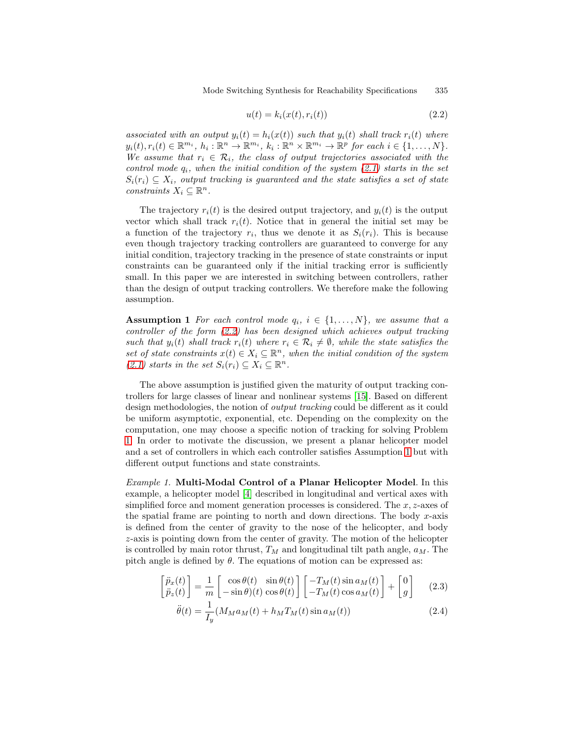$$u(t) = k_i(x(t), r_i(t)) \tag{2.2}$$

*associated with an output $y_i(t) = h_i(x(t))$ such that $y_i(t)$ shall track $r_i(t)$ where $y_i(t), r_i(t) \in \mathbb{R}^{m_i}$, $h_i : \mathbb{R}^n \to \mathbb{R}^{m_i}$, $k_i : \mathbb{R}^n \times \mathbb{R}^{m_i} \to \mathbb{R}^p$ for each $i \in \{1, \ldots, N\}$. We assume that $r_i \in \mathcal{R}_i$, the class of output trajectories associated with the control mode $q_i$, when the initial condition of the system (2.1) starts in the set $S_i(r_i) \subseteq X_i$, output tracking is guaranteed and the state satisfies a set of state constraints $X_i \subseteq \mathbb{R}^n$.*

The trajectory $r_i(t)$ is the desired output trajectory, and $y_i(t)$ is the output vector which shall track $r_i(t)$. Notice that in general the initial set may be a function of the trajectory $r_i$, thus we denote it as $S_i(r_i)$. This is because even though trajectory tracking controllers are guaranteed to converge for any initial condition, trajectory tracking in the presence of state constraints or input constraints can be guaranteed only if the initial tracking error is sufficiently small. In this paper we are interested in switching between controllers, rather than the design of output tracking controllers. We therefore make the following assumption.

**Assumption 1** *For each control mode $q_i$, $i \in \{1, \ldots, N\}$, we assume that a controller of the form (2.2) has been designed which achieves output tracking such that $y_i(t)$ shall track $r_i(t)$ where $r_i \in \mathcal{R}_i \neq \emptyset$, while the state satisfies the set of state constraints $x(t) \in X_i \subseteq \mathbb{R}^n$, when the initial condition of the system (2.1) starts in the set $S_i(r_i) \subseteq X_i \subseteq \mathbb{R}^n$.*

The above assumption is justified given the maturity of output tracking controllers for large classes of linear and nonlinear systems [15]. Based on different design methodologies, the notion of *output tracking* could be different as it could be uniform asymptotic, exponential, etc. Depending on the complexity on the computation, one may choose a specific notion of tracking for solving Problem 1. In order to motivate the discussion, we present a planar helicopter model and a set of controllers in which each controller satisfies Assumption 1 but with different output functions and state constraints.

*Example 1.* **Multi-Modal Control of a Planar Helicopter Model**. In this example, a helicopter model [4] described in longitudinal and vertical axes with simplified force and moment generation processes is considered. The $x, z$-axes of the spatial frame are pointing to north and down directions. The body $x$-axis is defined from the center of gravity to the nose of the helicopter, and body $z$-axis is pointing down from the center of gravity. The motion of the helicopter is controlled by main rotor thrust, $T_M$ and longitudinal tilt path angle, $a_M$. The pitch angle is defined by $\theta$. The equations of motion can be expressed as:

$$\begin{bmatrix} \ddot{p}_x(t) \\ \ddot{p}_z(t) \end{bmatrix} = \frac{1}{m} \begin{bmatrix} \cos\theta(t) & \sin\theta(t) \\ -\sin\theta)(t) & \cos\theta(t) \end{bmatrix} \begin{bmatrix} -T_M(t)\sin a_M(t) \\ -T_M(t)\cos a_M(t) \end{bmatrix} + \begin{bmatrix} 0 \\ g \end{bmatrix} \tag{2.3}$$

$$\ddot{\theta}(t) = \frac{1}{I_y}(M_M a_M(t) + h_M T_M(t) \sin a_M(t)) \tag{2.4}$$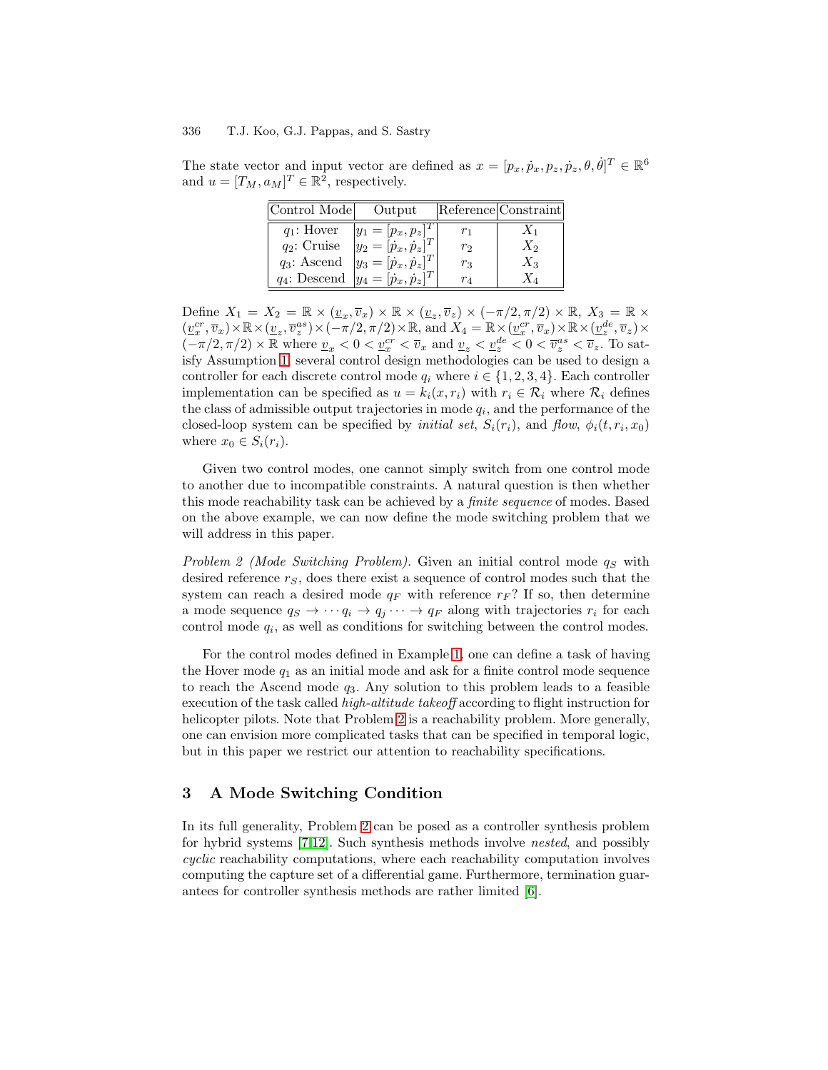The state vector and input vector are defined as $x = [p_x, \dot{p}_x, p_z, \dot{p}_z, \theta, \dot{\theta}]^T \in \mathbb{R}^6$ and $u = [T_M, a_M]^T \in \mathbb{R}^2$, respectively.

| Control Mode | Output | Reference | Constraint |
|---|---|---|---|
| $q_1$: Hover | $y_1 = [p_x, p_z]^T$ | $r_1$ | $X_1$ |
| $q_2$: Cruise | $y_2 = [\dot{p}_x, \dot{p}_z]^T$ | $r_2$ | $X_2$ |
| $q_3$: Ascend | $y_3 = [\dot{p}_x, \dot{p}_z]^T$ | $r_3$ | $X_3$ |
| $q_4$: Descend | $y_4 = [\dot{p}_x, \dot{p}_z]^T$ | $r_4$ | $X_4$ |

Define $X_1 = X_2 = \mathbb{R} \times (\underline{v}_x, \overline{v}_x) \times \mathbb{R} \times (\underline{v}_z, \overline{v}_z) \times (-\pi/2, \pi/2) \times \mathbb{R}$, $X_3 = \mathbb{R} \times (\underline{v}_x^{cr}, \overline{v}_x) \times \mathbb{R} \times (\underline{v}_z, \overline{v}_z^{as}) \times (-\pi/2, \pi/2) \times \mathbb{R}$, and $X_4 = \mathbb{R} \times (\underline{v}_x^{cr}, \overline{v}_x) \times \mathbb{R} \times (\underline{v}_z^{de}, \overline{v}_z) \times (-\pi/2, \pi/2) \times \mathbb{R}$ where $\underline{v}_x < 0 < \underline{v}_x^{cr} < \overline{v}_x$ and $\underline{v}_z < \underline{v}_z^{de} < 0 < \overline{v}_z^{as} < \overline{v}_z$. To satisfy Assumption 1, several control design methodologies can be used to design a controller for each discrete control mode $q_i$ where $i \in \{1, 2, 3, 4\}$. Each controller implementation can be specified as $u = k_i(x, r_i)$ with $r_i \in \mathcal{R}_i$ where $\mathcal{R}_i$ defines the class of admissible output trajectories in mode $q_i$, and the performance of the closed-loop system can be specified by *initial set*, $S_i(r_i)$, and *flow*, $\phi_i(t, r_i, x_0)$ where $x_0 \in S_i(r_i)$.

Given two control modes, one cannot simply switch from one control mode to another due to incompatible constraints. A natural question is then whether this mode reachability task can be achieved by a *finite sequence* of modes. Based on the above example, we can now define the mode switching problem that we will address in this paper.

*Problem 2 (Mode Switching Problem).* Given an initial control mode $q_S$ with desired reference $r_S$, does there exist a sequence of control modes such that the system can reach a desired mode $q_F$ with reference $r_F$? If so, then determine a mode sequence $q_S \to \cdots q_i \to q_j \cdots \to q_F$ along with trajectories $r_i$ for each control mode $q_i$, as well as conditions for switching between the control modes.

For the control modes defined in Example 1, one can define a task of having the Hover mode $q_1$ as an initial mode and ask for a finite control mode sequence to reach the Ascend mode $q_3$. Any solution to this problem leads to a feasible execution of the task called *high-altitude takeoff* according to flight instruction for helicopter pilots. Note that Problem 2 is a reachability problem. More generally, one can envision more complicated tasks that can be specified in temporal logic, but in this paper we restrict our attention to reachability specifications.

## 3 A Mode Switching Condition

In its full generality, Problem 2 can be posed as a controller synthesis problem for hybrid systems [7,12]. Such synthesis methods involve *nested*, and possibly *cyclic* reachability computations, where each reachability computation involves computing the capture set of a differential game. Furthermore, termination guarantees for controller synthesis methods are rather limited [6].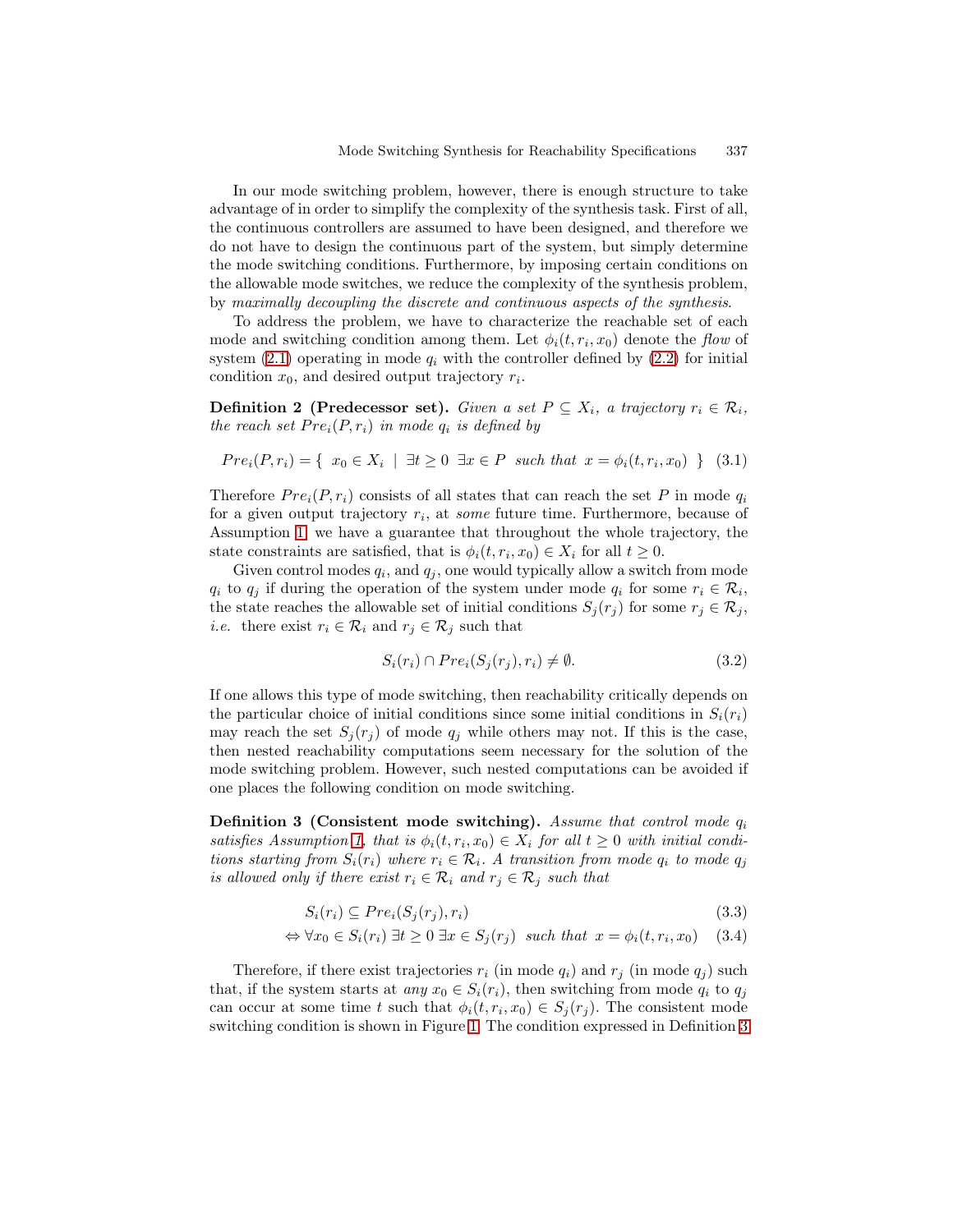In our mode switching problem, however, there is enough structure to take advantage of in order to simplify the complexity of the synthesis task. First of all, the continuous controllers are assumed to have been designed, and therefore we do not have to design the continuous part of the system, but simply determine the mode switching conditions. Furthermore, by imposing certain conditions on the allowable mode switches, we reduce the complexity of the synthesis problem, by *maximally decoupling the discrete and continuous aspects of the synthesis*.

To address the problem, we have to characterize the reachable set of each mode and switching condition among them. Let $\phi_i(t, r_i, x_0)$ denote the *flow* of system (2.1) operating in mode $q_i$ with the controller defined by (2.2) for initial condition $x_0$, and desired output trajectory $r_i$.

**Definition 2 (Predecessor set).** *Given a set $P \subseteq X_i$, a trajectory $r_i \in \mathcal{R}_i$, the reach set $Pre_i(P, r_i)$ in mode $q_i$ is defined by*

$$Pre_i(P, r_i) = \{ \ x_0 \in X_i \ \mid \ \exists t \geq 0 \ \exists x \in P \ \text{ such that } \ x = \phi_i(t, r_i, x_0) \ \} \quad (3.1)$$

Therefore $Pre_i(P, r_i)$ consists of all states that can reach the set $P$ in mode $q_i$ for a given output trajectory $r_i$, at *some* future time. Furthermore, because of Assumption 1, we have a guarantee that throughout the whole trajectory, the state constraints are satisfied, that is $\phi_i(t, r_i, x_0) \in X_i$ for all $t \geq 0$.

Given control modes $q_i$, and $q_j$, one would typically allow a switch from mode $q_i$ to $q_j$ if during the operation of the system under mode $q_i$ for some $r_i \in \mathcal{R}_i$, the state reaches the allowable set of initial conditions $S_j(r_j)$ for some $r_j \in \mathcal{R}_j$, *i.e.* there exist $r_i \in \mathcal{R}_i$ and $r_j \in \mathcal{R}_j$ such that

$$S_i(r_i) \cap Pre_i(S_j(r_j), r_i) \neq \emptyset. \quad (3.2)$$

If one allows this type of mode switching, then reachability critically depends on the particular choice of initial conditions since some initial conditions in $S_i(r_i)$ may reach the set $S_j(r_j)$ of mode $q_j$ while others may not. If this is the case, then nested reachability computations seem necessary for the solution of the mode switching problem. However, such nested computations can be avoided if one places the following condition on mode switching.

**Definition 3 (Consistent mode switching).** *Assume that control mode $q_i$ satisfies Assumption 1, that is $\phi_i(t, r_i, x_0) \in X_i$ for all $t \geq 0$ with initial conditions starting from $S_i(r_i)$ where $r_i \in \mathcal{R}_i$. A transition from mode $q_i$ to mode $q_j$ is allowed only if there exist $r_i \in \mathcal{R}_i$ and $r_j \in \mathcal{R}_j$ such that*

$$S_i(r_i) \subseteq Pre_i(S_j(r_j), r_i) \quad (3.3)$$

$$\Leftrightarrow \forall x_0 \in S_i(r_i) \ \exists t \geq 0 \ \exists x \in S_j(r_j) \ \text{ such that } \ x = \phi_i(t, r_i, x_0) \quad (3.4)$$

Therefore, if there exist trajectories $r_i$ (in mode $q_i$) and $r_j$ (in mode $q_j$) such that, if the system starts at *any* $x_0 \in S_i(r_i)$, then switching from mode $q_i$ to $q_j$ can occur at some time $t$ such that $\phi_i(t, r_i, x_0) \in S_j(r_j)$. The consistent mode switching condition is shown in Figure 1. The condition expressed in Definition 3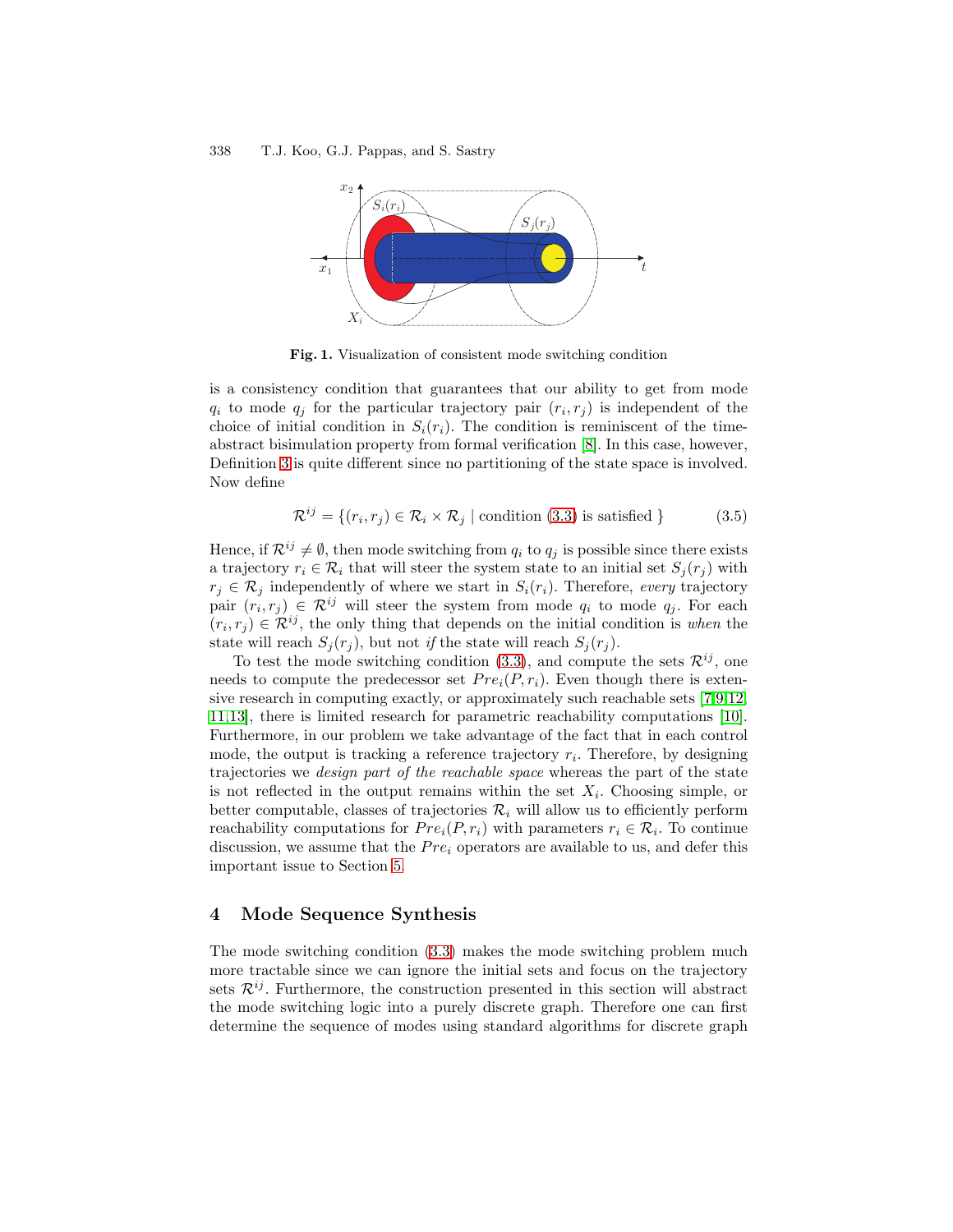**Fig. 1.** Visualization of consistent mode switching condition

is a consistency condition that guarantees that our ability to get from mode $q_i$ to mode $q_j$ for the particular trajectory pair $(r_i, r_j)$ is independent of the choice of initial condition in $S_i(r_i)$. The condition is reminiscent of the time-abstract bisimulation property from formal verification [8]. In this case, however, Definition 3 is quite different since no partitioning of the state space is involved. Now define

$$\mathcal{R}^{ij} = \{(r_i, r_j) \in \mathcal{R}_i \times \mathcal{R}_j \mid \text{condition (3.3) is satisfied}\} \tag{3.5}$$

Hence, if $\mathcal{R}^{ij} \neq \emptyset$, then mode switching from $q_i$ to $q_j$ is possible since there exists a trajectory $r_i \in \mathcal{R}_i$ that will steer the system state to an initial set $S_j(r_j)$ with $r_j \in \mathcal{R}_j$ independently of where we start in $S_i(r_i)$. Therefore, *every* trajectory pair $(r_i, r_j) \in \mathcal{R}^{ij}$ will steer the system from mode $q_i$ to mode $q_j$. For each $(r_i, r_j) \in \mathcal{R}^{ij}$, the only thing that depends on the initial condition is *when* the state will reach $S_j(r_j)$, but not *if* the state will reach $S_j(r_j)$.

To test the mode switching condition (3.3), and compute the sets $\mathcal{R}^{ij}$, one needs to compute the predecessor set $Pre_i(P, r_i)$. Even though there is extensive research in computing exactly, or approximately such reachable sets [7,9,12, 11,13], there is limited research for parametric reachability computations [10]. Furthermore, in our problem we take advantage of the fact that in each control mode, the output is tracking a reference trajectory $r_i$. Therefore, by designing trajectories we *design part of the reachable space* whereas the part of the state is not reflected in the output remains within the set $X_i$. Choosing simple, or better computable, classes of trajectories $\mathcal{R}_i$ will allow us to efficiently perform reachability computations for $Pre_i(P, r_i)$ with parameters $r_i \in \mathcal{R}_i$. To continue discussion, we assume that the $Pre_i$ operators are available to us, and defer this important issue to Section 5.

## 4 Mode Sequence Synthesis

The mode switching condition (3.3) makes the mode switching problem much more tractable since we can ignore the initial sets and focus on the trajectory sets $\mathcal{R}^{ij}$. Furthermore, the construction presented in this section will abstract the mode switching logic into a purely discrete graph. Therefore one can first determine the sequence of modes using standard algorithms for discrete graph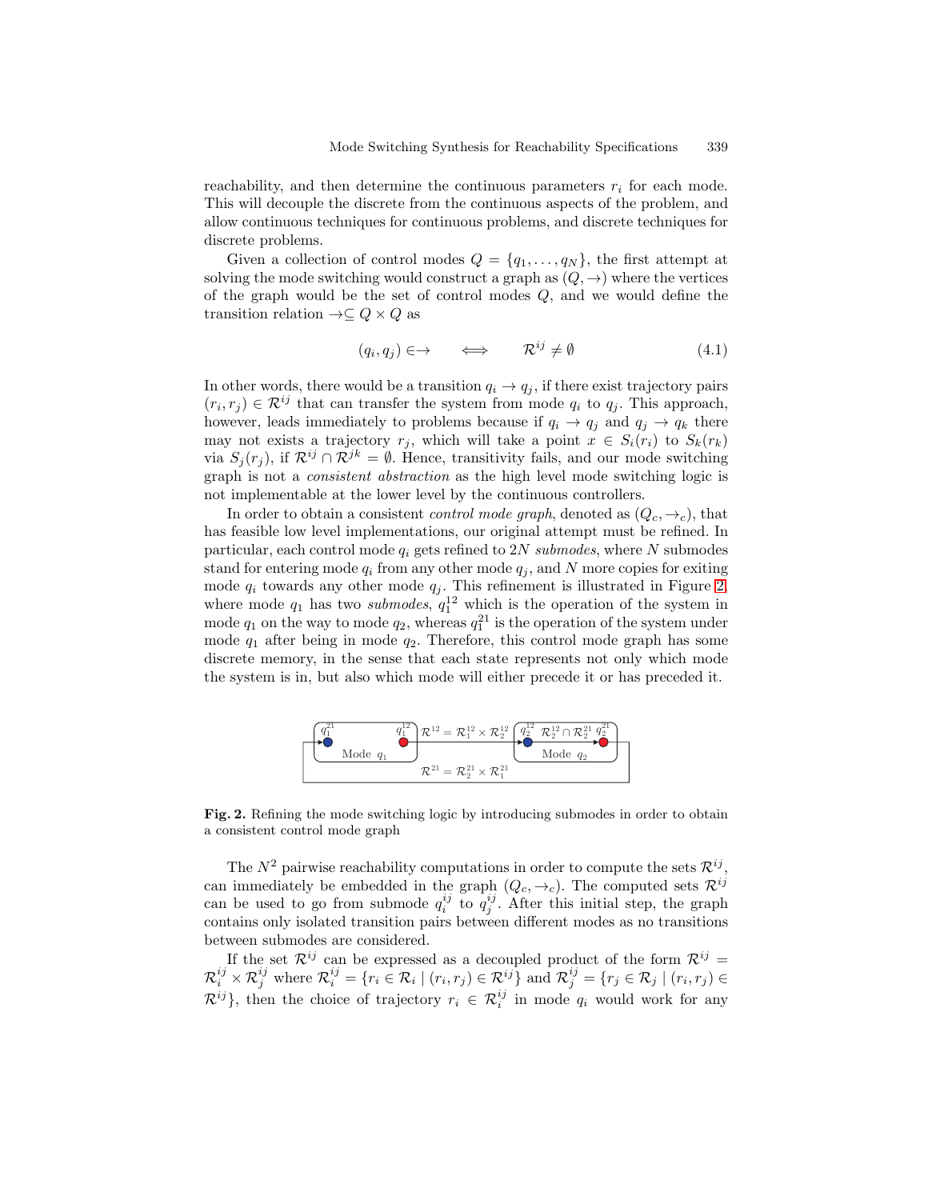reachability, and then determine the continuous parameters $r_i$ for each mode. This will decouple the discrete from the continuous aspects of the problem, and allow continuous techniques for continuous problems, and discrete techniques for discrete problems.

Given a collection of control modes $Q = \{q_1, \ldots, q_N\}$, the first attempt at solving the mode switching would construct a graph as $(Q, \rightarrow)$ where the vertices of the graph would be the set of control modes $Q$, and we would define the transition relation $\rightarrow \subseteq Q \times Q$ as

$$(q_i, q_j) \in \rightarrow \quad \Longleftrightarrow \quad \mathcal{R}^{ij} \neq \emptyset \tag{4.1}$$

In other words, there would be a transition $q_i \rightarrow q_j$, if there exist trajectory pairs $(r_i, r_j) \in \mathcal{R}^{ij}$ that can transfer the system from mode $q_i$ to $q_j$. This approach, however, leads immediately to problems because if $q_i \rightarrow q_j$ and $q_j \rightarrow q_k$ there may not exists a trajectory $r_j$, which will take a point $x \in S_i(r_i)$ to $S_k(r_k)$ via $S_j(r_j)$, if $\mathcal{R}^{ij} \cap \mathcal{R}^{jk} = \emptyset$. Hence, transitivity fails, and our mode switching graph is not a *consistent abstraction* as the high level mode switching logic is not implementable at the lower level by the continuous controllers.

In order to obtain a consistent *control mode graph*, denoted as $(Q_c, \rightarrow_c)$, that has feasible low level implementations, our original attempt must be refined. In particular, each control mode $q_i$ gets refined to $2N$ *submodes*, where $N$ submodes stand for entering mode $q_i$ from any other mode $q_j$, and $N$ more copies for exiting mode $q_i$ towards any other mode $q_j$. This refinement is illustrated in Figure 2, where mode $q_1$ has two *submodes*, $q_1^{12}$ which is the operation of the system in mode $q_1$ on the way to mode $q_2$, whereas $q_1^{21}$ is the operation of the system under mode $q_1$ after being in mode $q_2$. Therefore, this control mode graph has some discrete memory, in the sense that each state represents not only which mode the system is in, but also which mode will either precede it or has preceded it.

**Fig. 2.** Refining the mode switching logic by introducing submodes in order to obtain a consistent control mode graph

The $N^2$ pairwise reachability computations in order to compute the sets $\mathcal{R}^{ij}$, can immediately be embedded in the graph $(Q_c, \rightarrow_c)$. The computed sets $\mathcal{R}^{ij}$ can be used to go from submode $q_i^{ij}$ to $q_j^{ij}$. After this initial step, the graph contains only isolated transition pairs between different modes as no transitions between submodes are considered.

If the set $\mathcal{R}^{ij}$ can be expressed as a decoupled product of the form $\mathcal{R}^{ij} = \mathcal{R}_i^{ij} \times \mathcal{R}_j^{ij}$ where $\mathcal{R}_i^{ij} = \{r_i \in \mathcal{R}_i \mid (r_i, r_j) \in \mathcal{R}^{ij}\}$ and $\mathcal{R}_j^{ij} = \{r_j \in \mathcal{R}_j \mid (r_i, r_j) \in \mathcal{R}^{ij}\}$, then the choice of trajectory $r_i \in \mathcal{R}_i^{ij}$ in mode $q_i$ would work for any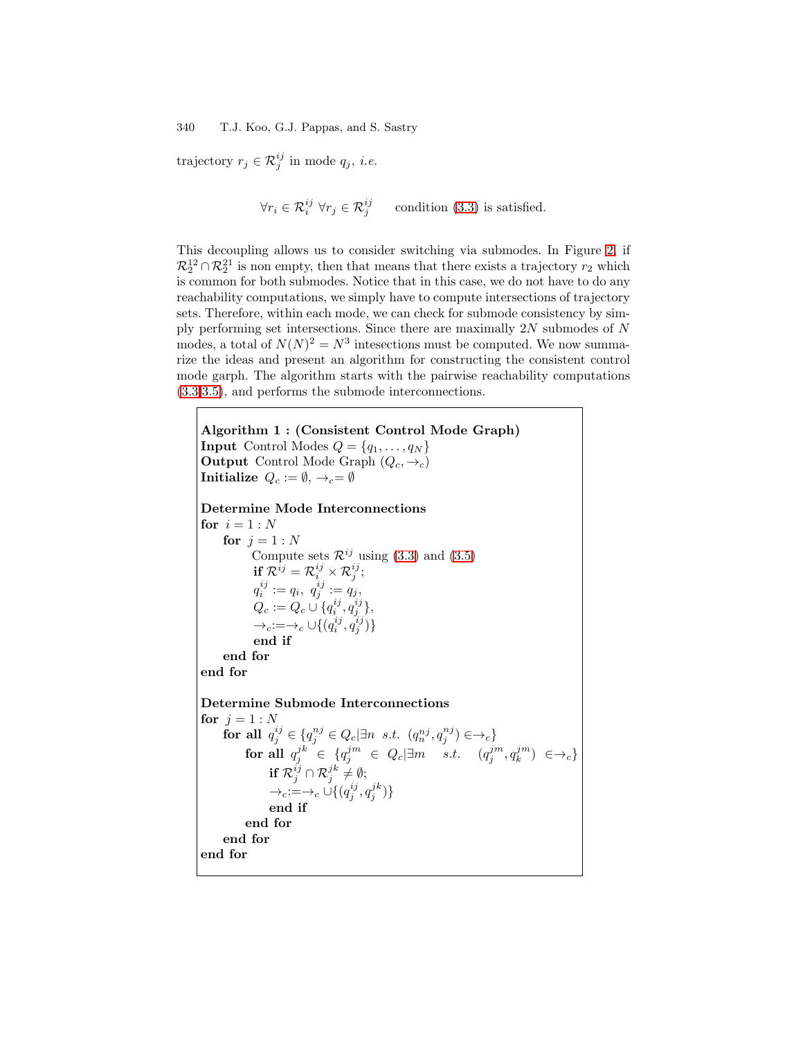trajectory $r_j \in \mathcal{R}_j^{ij}$ in mode $q_j$, *i.e.*

$$\forall r_i \in \mathcal{R}_i^{ij} \; \forall r_j \in \mathcal{R}_j^{ij} \qquad \text{condition (3.3) is satisfied.}$$

This decoupling allows us to consider switching via submodes. In Figure 2, if $\mathcal{R}_2^{12} \cap \mathcal{R}_2^{21}$ is non empty, then that means that there exists a trajectory $r_2$ which is common for both submodes. Notice that in this case, we do not have to do any reachability computations, we simply have to compute intersections of trajectory sets. Therefore, within each mode, we can check for submode consistency by simply performing set intersections. Since there are maximally $2N$ submodes of $N$ modes, a total of $N(N)^2 = N^3$ intesections must be computed. We now summarize the ideas and present an algorithm for constructing the consistent control mode garph. The algorithm starts with the pairwise reachability computations (3.3,3.5), and performs the submode interconnections.

---

**Algorithm 1 : (Consistent Control Mode Graph)**
**Input** Control Modes $Q = \{q_1, \ldots, q_N\}$
**Output** Control Mode Graph $(Q_c, \rightarrow_c)$
**Initialize** $Q_c := \emptyset$, $\rightarrow_c = \emptyset$

**Determine Mode Interconnections**
**for** $i = 1 : N$
  **for** $j = 1 : N$
    Compute sets $\mathcal{R}^{ij}$ using (3.3) and (3.5)
    **if** $\mathcal{R}^{ij} = \mathcal{R}_i^{ij} \times \mathcal{R}_j^{ij}$;
    $q_i^{ij} := q_i,\; q_j^{ij} := q_j$,
    $Q_c := Q_c \cup \{q_i^{ij}, q_j^{ij}\}$,
    $\rightarrow_c := \rightarrow_c \cup \{(q_i^{ij}, q_j^{ij})\}$
    **end if**
  **end for**
**end for**

**Determine Submode Interconnections**
**for** $j = 1 : N$
  **for all** $q_j^{ij} \in \{q_j^{nj} \in Q_c | \exists n \;\; s.t. \;\; (q_n^{nj}, q_j^{nj}) \in \rightarrow_c\}$
    **for all** $q_j^{jk} \in \{q_j^{jm} \in Q_c | \exists m \;\; s.t. \;\; (q_j^{jm}, q_k^{jm}) \in \rightarrow_c\}$
      **if** $\mathcal{R}_j^{ij} \cap \mathcal{R}_j^{jk} \neq \emptyset$;
      $\rightarrow_c := \rightarrow_c \cup \{(q_j^{ij}, q_j^{jk})\}$
      **end if**
    **end for**
  **end for**
**end for**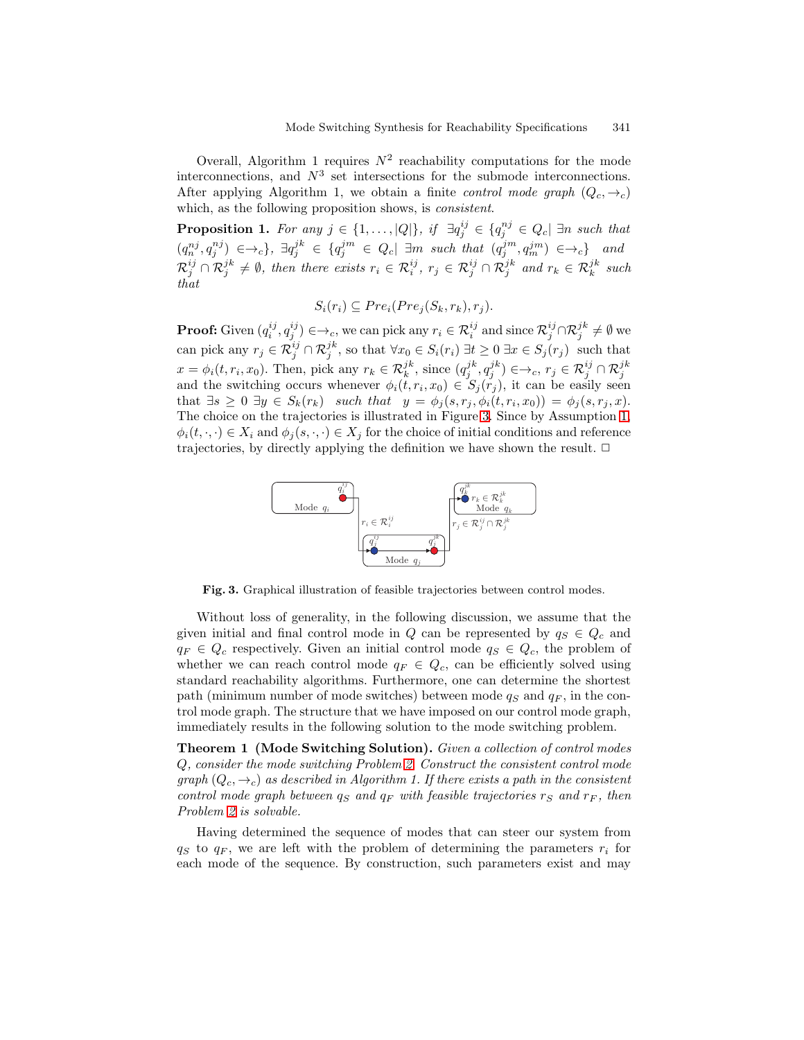Overall, Algorithm 1 requires $N^2$ reachability computations for the mode interconnections, and $N^3$ set intersections for the submode interconnections. After applying Algorithm 1, we obtain a finite *control mode graph* $(Q_c, \rightarrow_c)$ which, as the following proposition shows, is *consistent*.

**Proposition 1.** *For any* $j \in \{1, \ldots, |Q|\}$, *if* $\exists q_j^{ij} \in \{q_j^{nj} \in Q_c | \; \exists n$ *such that* $(q_n^{nj}, q_j^{nj}) \in \rightarrow_c\}$, $\exists q_j^{jk} \in \{q_j^{jm} \in Q_c | \; \exists m$ *such that* $(q_j^{jm}, q_m^{jm}) \in \rightarrow_c\}$ *and* $\mathcal{R}_j^{ij} \cap \mathcal{R}_j^{jk} \neq \emptyset$, *then there exists* $r_i \in \mathcal{R}_i^{ij}$, $r_j \in \mathcal{R}_j^{ij} \cap \mathcal{R}_j^{jk}$ *and* $r_k \in \mathcal{R}_k^{jk}$ *such that*

$$S_i(r_i) \subseteq Pre_i(Pre_j(S_k, r_k), r_j).$$

**Proof:** Given $(q_i^{ij}, q_j^{ij}) \in \rightarrow_c$, we can pick any $r_i \in \mathcal{R}_i^{ij}$ and since $\mathcal{R}_j^{ij} \cap \mathcal{R}_j^{jk} \neq \emptyset$ we can pick any $r_j \in \mathcal{R}_j^{ij} \cap \mathcal{R}_j^{jk}$, so that $\forall x_0 \in S_i(r_i) \; \exists t \geq 0 \; \exists x \in S_j(r_j)$ such that $x = \phi_i(t, r_i, x_0)$. Then, pick any $r_k \in \mathcal{R}_k^{jk}$, since $(q_j^{jk}, q_j^{jk}) \in \rightarrow_c$, $r_j \in \mathcal{R}_j^{ij} \cap \mathcal{R}_j^{jk}$ and the switching occurs whenever $\phi_i(t, r_i, x_0) \in S_j(r_j)$, it can be easily seen that $\exists s \geq 0 \; \exists y \in S_k(r_k)$ *such that* $y = \phi_j(s, r_j, \phi_i(t, r_i, x_0)) = \phi_j(s, r_j, x)$. The choice on the trajectories is illustrated in Figure 3. Since by Assumption 1, $\phi_i(t, \cdot, \cdot) \in X_i$ and $\phi_j(s, \cdot, \cdot) \in X_j$ for the choice of initial conditions and reference trajectories, by directly applying the definition we have shown the result. $\Box$

**Fig. 3.** Graphical illustration of feasible trajectories between control modes.

Without loss of generality, in the following discussion, we assume that the given initial and final control mode in $Q$ can be represented by $q_S \in Q_c$ and $q_F \in Q_c$ respectively. Given an initial control mode $q_S \in Q_c$, the problem of whether we can reach control mode $q_F \in Q_c$, can be efficiently solved using standard reachability algorithms. Furthermore, one can determine the shortest path (minimum number of mode switches) between mode $q_S$ and $q_F$, in the control mode graph. The structure that we have imposed on our control mode graph, immediately results in the following solution to the mode switching problem.

**Theorem 1 (Mode Switching Solution).** *Given a collection of control modes* $Q$, *consider the mode switching Problem 2. Construct the consistent control mode graph* $(Q_c, \rightarrow_c)$ *as described in Algorithm 1. If there exists a path in the consistent control mode graph between* $q_S$ *and* $q_F$ *with feasible trajectories* $r_S$ *and* $r_F$, *then Problem 2 is solvable.*

Having determined the sequence of modes that can steer our system from $q_S$ to $q_F$, we are left with the problem of determining the parameters $r_i$ for each mode of the sequence. By construction, such parameters exist and may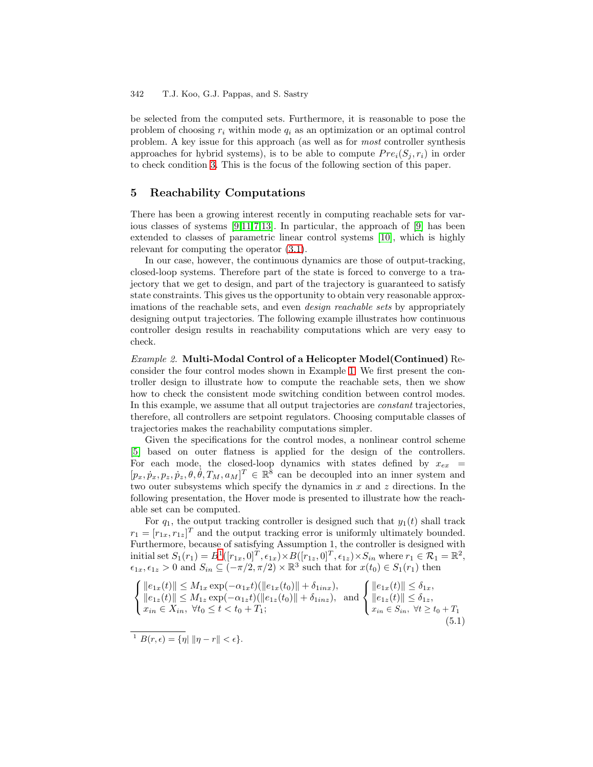be selected from the computed sets. Furthermore, it is reasonable to pose the problem of choosing $r_i$ within mode $q_i$ as an optimization or an optimal control problem. A key issue for this approach (as well as for *most* controller synthesis approaches for hybrid systems), is to be able to compute $Pre_i(S_j, r_i)$ in order to check condition 3. This is the focus of the following section of this paper.

## 5 Reachability Computations

There has been a growing interest recently in computing reachable sets for various classes of systems [9,11,7,13]. In particular, the approach of [9] has been extended to classes of parametric linear control systems [10], which is highly relevant for computing the operator (3.1).

In our case, however, the continuous dynamics are those of output-tracking, closed-loop systems. Therefore part of the state is forced to converge to a trajectory that we get to design, and part of the trajectory is guaranteed to satisfy state constraints. This gives us the opportunity to obtain very reasonable approximations of the reachable sets, and even *design reachable sets* by appropriately designing output trajectories. The following example illustrates how continuous controller design results in reachability computations which are very easy to check.

*Example 2.* **Multi-Modal Control of a Helicopter Model(Continued)** Reconsider the four control modes shown in Example 1. We first present the controller design to illustrate how to compute the reachable sets, then we show how to check the consistent mode switching condition between control modes. In this example, we assume that all output trajectories are *constant* trajectories, therefore, all controllers are setpoint regulators. Choosing computable classes of trajectories makes the reachability computations simpler.

Given the specifications for the control modes, a nonlinear control scheme [5] based on outer flatness is applied for the design of the controllers. For each mode, the closed-loop dynamics with states defined by $x_{ex} = [p_x, \dot{p}_x, p_z, \dot{p}_z, \theta, \dot{\theta}, T_M, a_M]^T \in \mathbb{R}^8$ can be decoupled into an inner system and two outer subsystems which specify the dynamics in $x$ and $z$ directions. In the following presentation, the Hover mode is presented to illustrate how the reachable set can be computed.

For $q_1$, the output tracking controller is designed such that $y_1(t)$ shall track $r_1 = [r_{1x}, r_{1z}]^T$ and the output tracking error is uniformly ultimately bounded. Furthermore, because of satisfying Assumption 1, the controller is designed with initial set $S_1(r_1) = B$[1]$([r_{1x}, 0]^T, \epsilon_{1x}) \times B([r_{1z}, 0]^T, \epsilon_{1z}) \times S_{in}$ where $r_1 \in \mathcal{R}_1 = \mathbb{R}^2$, $\epsilon_{1x}, \epsilon_{1z} > 0$ and $S_{in} \subseteq (-\pi/2, \pi/2) \times \mathbb{R}^3$ such that for $x(t_0) \in S_1(r_1)$ then

$$\left\{ \begin{array}{l} \|e_{1x}(t)\| \le M_{1x} \exp(-\alpha_{1x} t)(\|e_{1x}(t_0)\| + \delta_{1inx}), \\ \|e_{1z}(t)\| \le M_{1z} \exp(-\alpha_{1z} t)(\|e_{1z}(t_0)\| + \delta_{1inz}), \\ x_{in} \in X_{in}, \ \forall t_0 \le t < t_0 + T_1; \end{array} \right. \text{ and } \left\{ \begin{array}{l} \|e_{1x}(t)\| \le \delta_{1x}, \\ \|e_{1z}(t)\| \le \delta_{1z}, \\ x_{in} \in S_{in}, \ \forall t \ge t_0 + T_1 \end{array} \right. \tag{5.1}$$

[1] $B(r, \epsilon) = \{\eta | \ \|\eta - r\| < \epsilon\}$.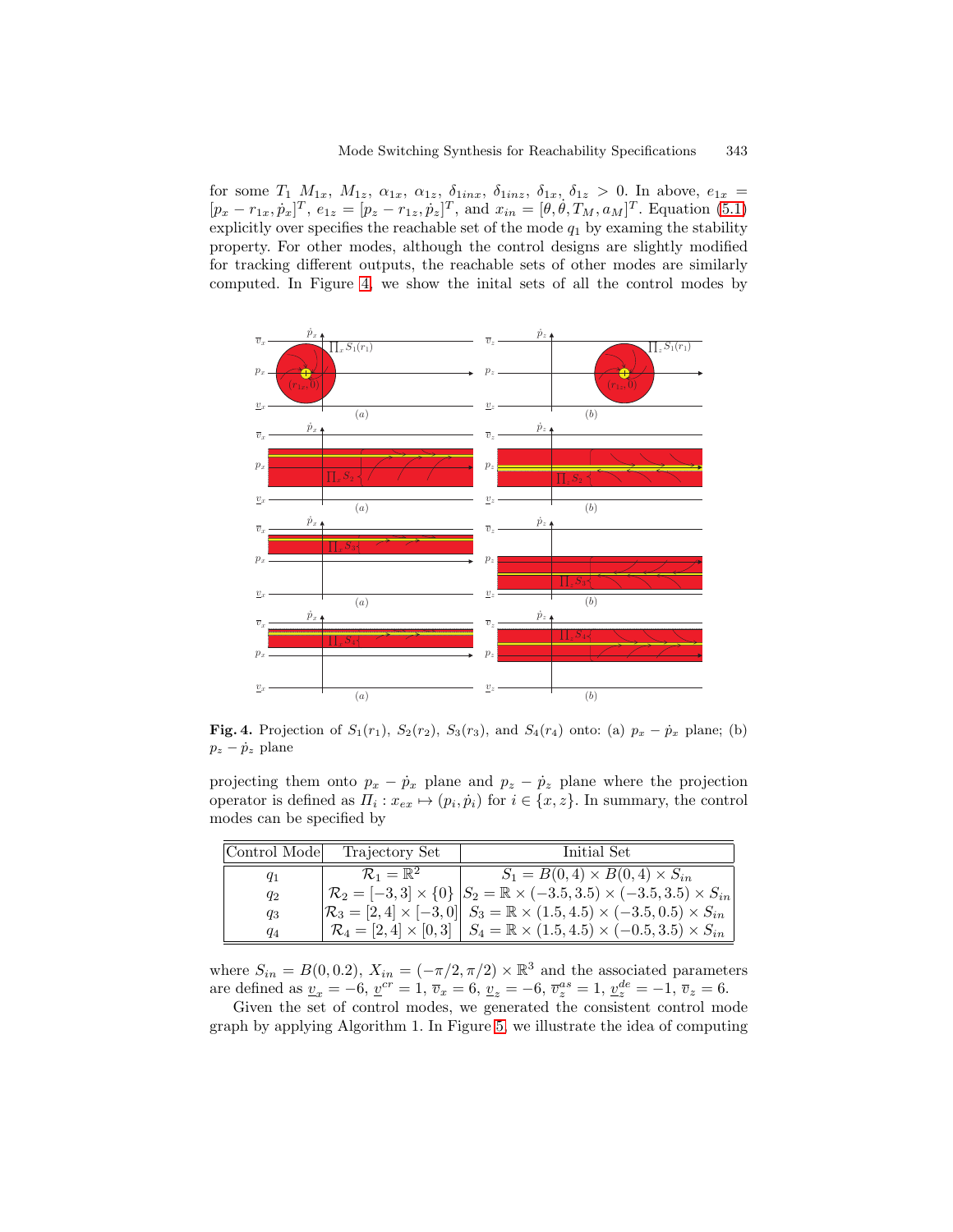for some $T_1$ $M_{1x}$, $M_{1z}$, $\alpha_{1x}$, $\alpha_{1z}$, $\delta_{1inx}$, $\delta_{1inz}$, $\delta_{1x}$, $\delta_{1z} > 0$. In above, $e_{1x} = [p_x - r_{1x}, \dot{p}_x]^T$, $e_{1z} = [p_z - r_{1z}, \dot{p}_z]^T$, and $x_{in} = [\theta, \dot{\theta}, T_M, a_M]^T$. Equation (5.1) explicitly over specifies the reachable set of the mode $q_1$ by examing the stability property. For other modes, although the control designs are slightly modified for tracking different outputs, the reachable sets of other modes are similarly computed. In Figure 4, we show the inital sets of all the control modes by projecting them onto $p_x - \dot{p}_x$ plane and $p_z - \dot{p}_z$ plane where the projection operator is defined as $\Pi_i : x_{ex} \mapsto (p_i, \dot{p}_i)$ for $i \in \{x, z\}$. In summary, the control modes can be specified by

**Fig. 4.** Projection of $S_1(r_1)$, $S_2(r_2)$, $S_3(r_3)$, and $S_4(r_4)$ onto: (a) $p_x - \dot{p}_x$ plane; (b) $p_z - \dot{p}_z$ plane

| Control Mode | Trajectory Set | Initial Set |
|---|---|---|
| $q_1$ | $\mathcal{R}_1 = \mathbb{R}^2$ | $S_1 = B(0,4) \times B(0,4) \times S_{in}$ |
| $q_2$ | $\mathcal{R}_2 = [-3,3] \times \{0\}$ | $S_2 = \mathbb{R} \times (-3.5, 3.5) \times (-3.5, 3.5) \times S_{in}$ |
| $q_3$ | $\mathcal{R}_3 = [2,4] \times [-3,0]$ | $S_3 = \mathbb{R} \times (1.5, 4.5) \times (-3.5, 0.5) \times S_{in}$ |
| $q_4$ | $\mathcal{R}_4 = [2,4] \times [0,3]$ | $S_4 = \mathbb{R} \times (1.5, 4.5) \times (-0.5, 3.5) \times S_{in}$ |

where $S_{in} = B(0, 0.2)$, $X_{in} = (-\pi/2, \pi/2) \times \mathbb{R}^3$ and the associated parameters are defined as $\underline{v}_x = -6$, $\underline{v}^{cr} = 1$, $\overline{v}_x = 6$, $\underline{v}_z = -6$, $\overline{v}_z^{as} = 1$, $\underline{v}_z^{de} = -1$, $\overline{v}_z = 6$.

Given the set of control modes, we generated the consistent control mode graph by applying Algorithm 1. In Figure 5, we illustrate the idea of computing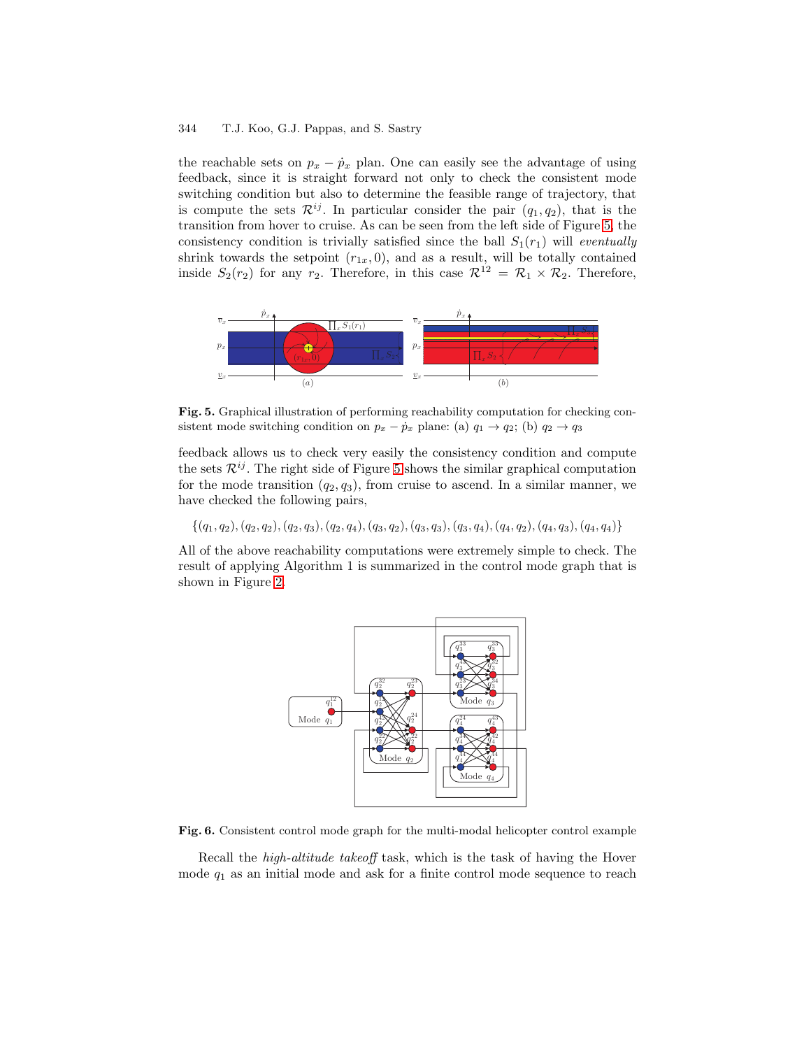the reachable sets on $p_x - \dot{p}_x$ plan. One can easily see the advantage of using feedback, since it is straight forward not only to check the consistent mode switching condition but also to determine the feasible range of trajectory, that is compute the sets $\mathcal{R}^{ij}$. In particular consider the pair $(q_1, q_2)$, that is the transition from hover to cruise. As can be seen from the left side of Figure 5, the consistency condition is trivially satisfied since the ball $S_1(r_1)$ will *eventually* shrink towards the setpoint $(r_{1x}, 0)$, and as a result, will be totally contained inside $S_2(r_2)$ for any $r_2$. Therefore, in this case $\mathcal{R}^{12} = \mathcal{R}_1 \times \mathcal{R}_2$. Therefore,

**Fig. 5.** Graphical illustration of performing reachability computation for checking consistent mode switching condition on $p_x - \dot{p}_x$ plane: (a) $q_1 \to q_2$; (b) $q_2 \to q_3$

feedback allows us to check very easily the consistency condition and compute the sets $\mathcal{R}^{ij}$. The right side of Figure 5 shows the similar graphical computation for the mode transition $(q_2, q_3)$, from cruise to ascend. In a similar manner, we have checked the following pairs,

$$\{(q_1, q_2), (q_2, q_2), (q_2, q_3), (q_2, q_4), (q_3, q_2), (q_3, q_3), (q_3, q_4), (q_4, q_2), (q_4, q_3), (q_4, q_4)\}$$

All of the above reachability computations were extremely simple to check. The result of applying Algorithm 1 is summarized in the control mode graph that is shown in Figure 2.

**Fig. 6.** Consistent control mode graph for the multi-modal helicopter control example

Recall the *high-altitude takeoff* task, which is the task of having the Hover mode $q_1$ as an initial mode and ask for a finite control mode sequence to reach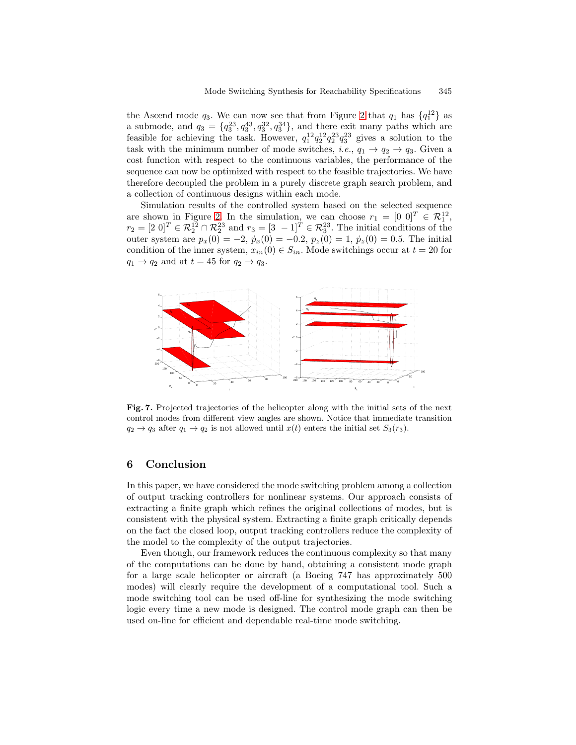the Ascend mode $q_3$. We can now see that from Figure 2 that $q_1$ has $\{q_1^{12}\}$ as a submode, and $q_3 = \{q_3^{23}, q_3^{43}, q_3^{32}, q_3^{34}\}$, and there exit many paths which are feasible for achieving the task. However, $q_1^{12}q_2^{12}q_2^{23}q_3^{23}$ gives a solution to the task with the minimum number of mode switches, *i.e.*, $q_1 \to q_2 \to q_3$. Given a cost function with respect to the continuous variables, the performance of the sequence can now be optimized with respect to the feasible trajectories. We have therefore decoupled the problem in a purely discrete graph search problem, and a collection of continuous designs within each mode.

Simulation results of the controlled system based on the selected sequence are shown in Figure 2. In the simulation, we can choose $r_1 = [0\ 0]^T \in \mathcal{R}_1^{12}$, $r_2 = [2\ 0]^T \in \mathcal{R}_2^{12} \cap \mathcal{R}_2^{23}$ and $r_3 = [3\ -1]^T \in \mathcal{R}_3^{23}$. The initial conditions of the outer system are $p_x(0) = -2$, $\dot{p}_x(0) = -0.2$, $p_z(0) = 1$, $\dot{p}_z(0) = 0.5$. The initial condition of the inner system, $x_{in}(0) \in S_{in}$. Mode switchings occur at $t = 20$ for $q_1 \to q_2$ and at $t = 45$ for $q_2 \to q_3$.

**Fig. 7.** Projected trajectories of the helicopter along with the initial sets of the next control modes from different view angles are shown. Notice that immediate transition $q_2 \to q_3$ after $q_1 \to q_2$ is not allowed until $x(t)$ enters the initial set $S_3(r_3)$.

## 6 Conclusion

In this paper, we have considered the mode switching problem among a collection of output tracking controllers for nonlinear systems. Our approach consists of extracting a finite graph which refines the original collections of modes, but is consistent with the physical system. Extracting a finite graph critically depends on the fact the closed loop, output tracking controllers reduce the complexity of the model to the complexity of the output trajectories.

Even though, our framework reduces the continuous complexity so that many of the computations can be done by hand, obtaining a consistent mode graph for a large scale helicopter or aircraft (a Boeing 747 has approximately 500 modes) will clearly require the development of a computational tool. Such a mode switching tool can be used off-line for synthesizing the mode switching logic every time a new mode is designed. The control mode graph can then be used on-line for efficient and dependable real-time mode switching.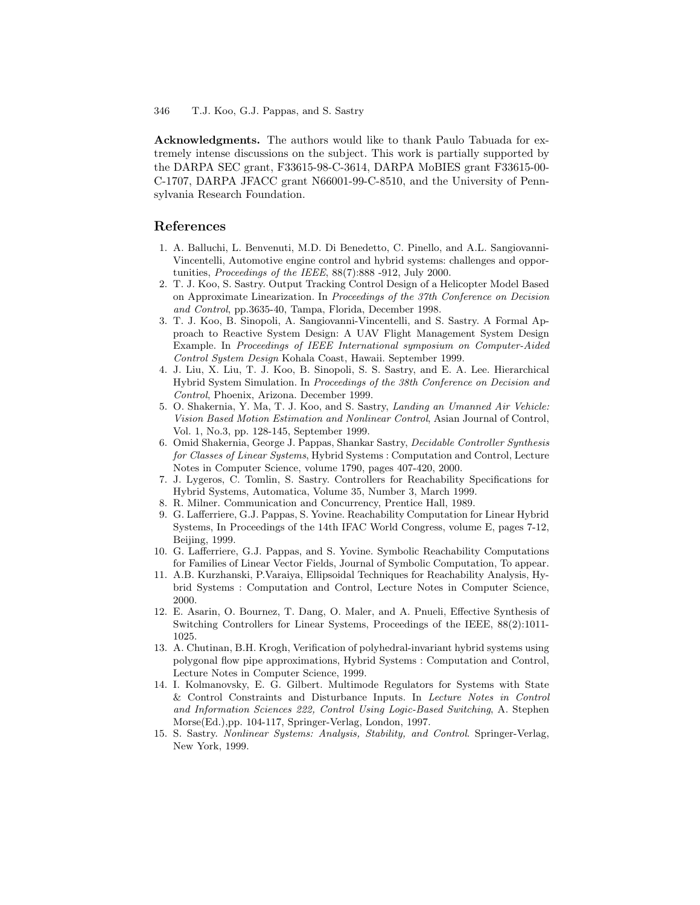**Acknowledgments.** The authors would like to thank Paulo Tabuada for extremely intense discussions on the subject. This work is partially supported by the DARPA SEC grant, F33615-98-C-3614, DARPA MoBIES grant F33615-00-C-1707, DARPA JFACC grant N66001-99-C-8510, and the University of Pennsylvania Research Foundation.

## References

1. A. Balluchi, L. Benvenuti, M.D. Di Benedetto, C. Pinello, and A.L. Sangiovanni-Vincentelli, Automotive engine control and hybrid systems: challenges and opportunities, *Proceedings of the IEEE*, 88(7):888 -912, July 2000.
2. T. J. Koo, S. Sastry. Output Tracking Control Design of a Helicopter Model Based on Approximate Linearization. In *Proceedings of the 37th Conference on Decision and Control*, pp.3635-40, Tampa, Florida, December 1998.
3. T. J. Koo, B. Sinopoli, A. Sangiovanni-Vincentelli, and S. Sastry. A Formal Approach to Reactive System Design: A UAV Flight Management System Design Example. In *Proceedings of IEEE International symposium on Computer-Aided Control System Design* Kohala Coast, Hawaii. September 1999.
4. J. Liu, X. Liu, T. J. Koo, B. Sinopoli, S. S. Sastry, and E. A. Lee. Hierarchical Hybrid System Simulation. In *Proceedings of the 38th Conference on Decision and Control*, Phoenix, Arizona. December 1999.
5. O. Shakernia, Y. Ma, T. J. Koo, and S. Sastry, *Landing an Umanned Air Vehicle: Vision Based Motion Estimation and Nonlinear Control*, Asian Journal of Control, Vol. 1, No.3, pp. 128-145, September 1999.
6. Omid Shakernia, George J. Pappas, Shankar Sastry, *Decidable Controller Synthesis for Classes of Linear Systems*, Hybrid Systems : Computation and Control, Lecture Notes in Computer Science, volume 1790, pages 407-420, 2000.
7. J. Lygeros, C. Tomlin, S. Sastry. Controllers for Reachability Specifications for Hybrid Systems, Automatica, Volume 35, Number 3, March 1999.
8. R. Milner. Communication and Concurrency, Prentice Hall, 1989.
9. G. Lafferriere, G.J. Pappas, S. Yovine. Reachability Computation for Linear Hybrid Systems, In Proceedings of the 14th IFAC World Congress, volume E, pages 7-12, Beijing, 1999.
10. G. Lafferriere, G.J. Pappas, and S. Yovine. Symbolic Reachability Computations for Families of Linear Vector Fields, Journal of Symbolic Computation, To appear.
11. A.B. Kurzhanski, P.Varaiya, Ellipsoidal Techniques for Reachability Analysis, Hybrid Systems : Computation and Control, Lecture Notes in Computer Science, 2000.
12. E. Asarin, O. Bournez, T. Dang, O. Maler, and A. Pnueli, Effective Synthesis of Switching Controllers for Linear Systems, Proceedings of the IEEE, 88(2):1011-1025.
13. A. Chutinan, B.H. Krogh, Verification of polyhedral-invariant hybrid systems using polygonal flow pipe approximations, Hybrid Systems : Computation and Control, Lecture Notes in Computer Science, 1999.
14. I. Kolmanovsky, E. G. Gilbert. Multimode Regulators for Systems with State & Control Constraints and Disturbance Inputs. In *Lecture Notes in Control and Information Sciences 222, Control Using Logic-Based Switching*, A. Stephen Morse(Ed.),pp. 104-117, Springer-Verlag, London, 1997.
15. S. Sastry. *Nonlinear Systems: Analysis, Stability, and Control*. Springer-Verlag, New York, 1999.